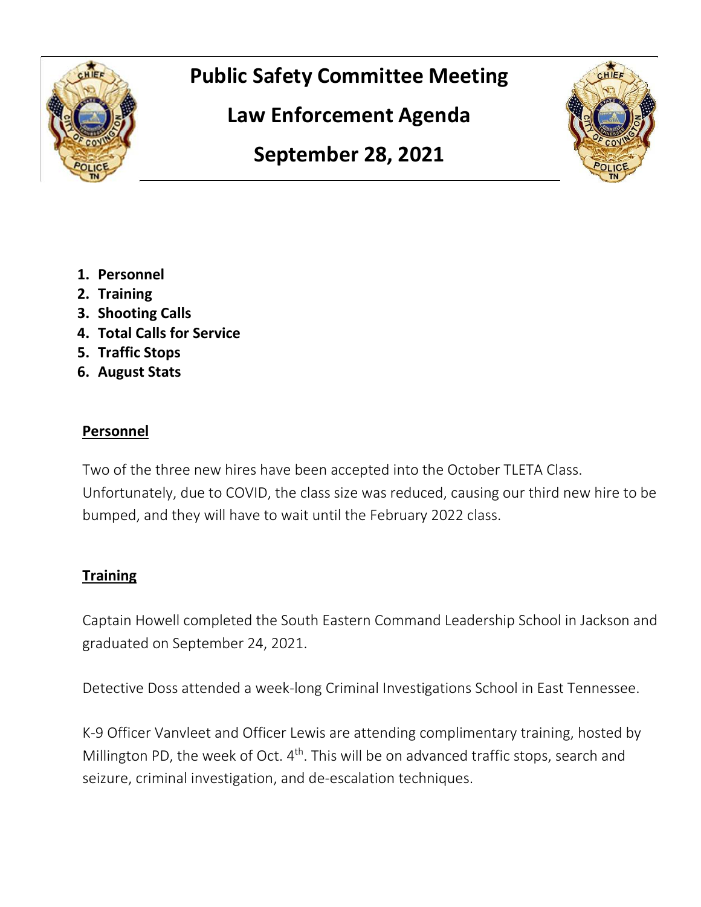# Public Safety Committee Meeting

## Law Enforcement Agenda

## September 28, 2021

1. **Personnel**
2. **Training**
3. **Shooting Calls**
4. **Total Calls for Service**
5. **Traffic Stops**
6. **August Stats**

### Personnel

Two of the three new hires have been accepted into the October TLETA Class. Unfortunately, due to COVID, the class size was reduced, causing our third new hire to be bumped, and they will have to wait until the February 2022 class.

### Training

Captain Howell completed the South Eastern Command Leadership School in Jackson and graduated on September 24, 2021.

Detective Doss attended a week-long Criminal Investigations School in East Tennessee.

K-9 Officer Vanvleet and Officer Lewis are attending complimentary training, hosted by Millington PD, the week of Oct. 4th. This will be on advanced traffic stops, search and seizure, criminal investigation, and de-escalation techniques.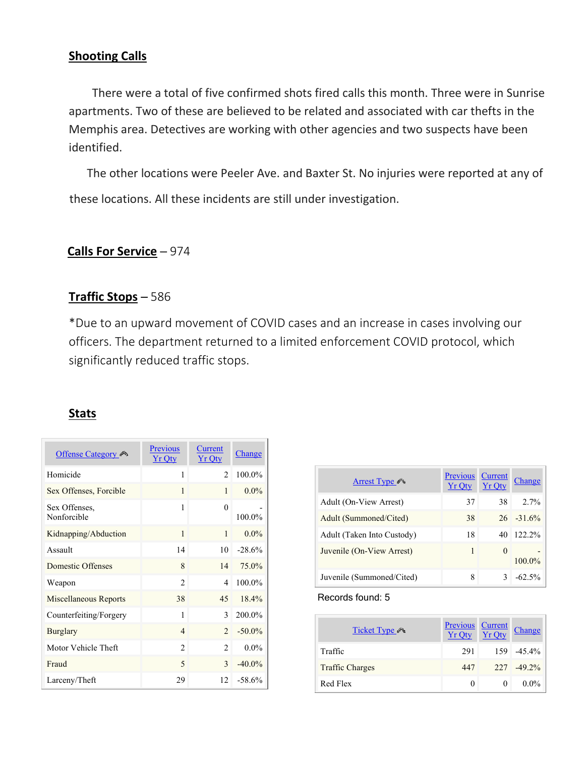## Shooting Calls

There were a total of five confirmed shots fired calls this month. Three were in Sunrise apartments. Two of these are believed to be related and associated with car thefts in the Memphis area. Detectives are working with other agencies and two suspects have been identified.

The other locations were Peeler Ave. and Baxter St. No injuries were reported at any of these locations. All these incidents are still under investigation.

## Calls For Service – 974

## Traffic Stops – 586

*Due to an upward movement of COVID cases and an increase in cases involving our officers. The department returned to a limited enforcement COVID protocol, which significantly reduced traffic stops.

## Stats

| Offense Category | Previous Yr Qty | Current Yr Qty | Change |
|---|---|---|---|
| Homicide | 1 | 2 | 100.0% |
| Sex Offenses, Forcible | 1 | 1 | 0.0% |
| Sex Offenses, Nonforcible | 1 | 0 | -100.0% |
| Kidnapping/Abduction | 1 | 1 | 0.0% |
| Assault | 14 | 10 | -28.6% |
| Domestic Offenses | 8 | 14 | 75.0% |
| Weapon | 2 | 4 | 100.0% |
| Miscellaneous Reports | 38 | 45 | 18.4% |
| Counterfeiting/Forgery | 1 | 3 | 200.0% |
| Burglary | 4 | 2 | -50.0% |
| Motor Vehicle Theft | 2 | 2 | 0.0% |
| Fraud | 5 | 3 | -40.0% |
| Larceny/Theft | 29 | 12 | -58.6% |

| Arrest Type | Previous Yr Qty | Current Yr Qty | Change |
|---|---|---|---|
| Adult (On-View Arrest) | 37 | 38 | 2.7% |
| Adult (Summoned/Cited) | 38 | 26 | -31.6% |
| Adult (Taken Into Custody) | 18 | 40 | 122.2% |
| Juvenile (On-View Arrest) | 1 | 0 | -100.0% |
| Juvenile (Summoned/Cited) | 8 | 3 | -62.5% |

Records found: 5

| Ticket Type | Previous Yr Qty | Current Yr Qty | Change |
|---|---|---|---|
| Traffic | 291 | 159 | -45.4% |
| Traffic Charges | 447 | 227 | -49.2% |
| Red Flex | 0 | 0 | 0.0% |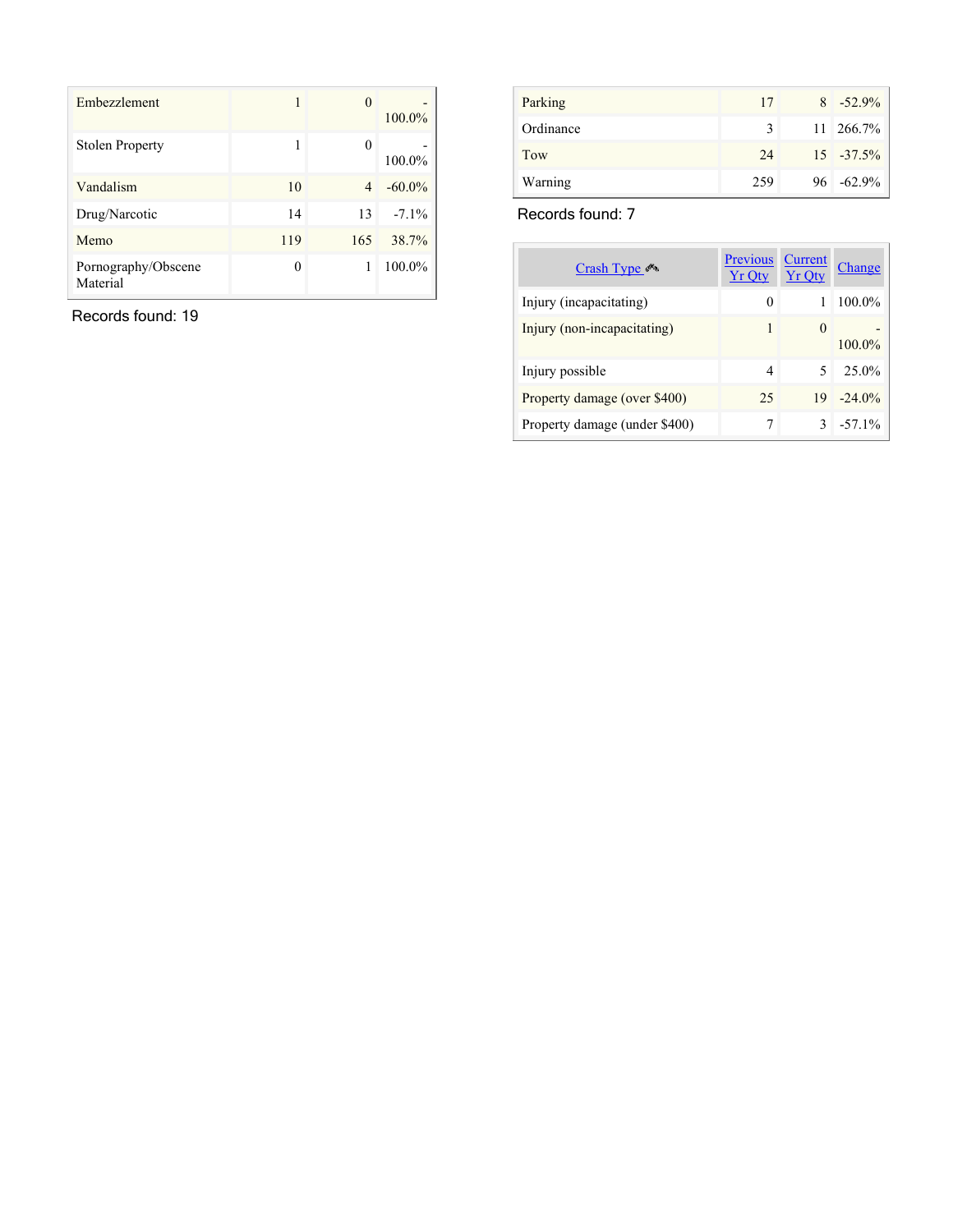| | | | |
|---|---|---|---|
| Embezzlement | 1 | 0 | -100.0% |
| Stolen Property | 1 | 0 | -100.0% |
| Vandalism | 10 | 4 | -60.0% |
| Drug/Narcotic | 14 | 13 | -7.1% |
| Memo | 119 | 165 | 38.7% |
| Pornography/Obscene Material | 0 | 1 | 100.0% |

Records found: 19

| | | | |
|---|---|---|---|
| Parking | 17 | 8 | -52.9% |
| Ordinance | 3 | 11 | 266.7% |
| Tow | 24 | 15 | -37.5% |
| Warning | 259 | 96 | -62.9% |

Records found: 7

| Crash Type | Previous Yr Qty | Current Yr Qty | Change |
|---|---|---|---|
| Injury (incapacitating) | 0 | 1 | 100.0% |
| Injury (non-incapacitating) | 1 | 0 | -100.0% |
| Injury possible | 4 | 5 | 25.0% |
| Property damage (over $400) | 25 | 19 | -24.0% |
| Property damage (under $400) | 7 | 3 | -57.1% |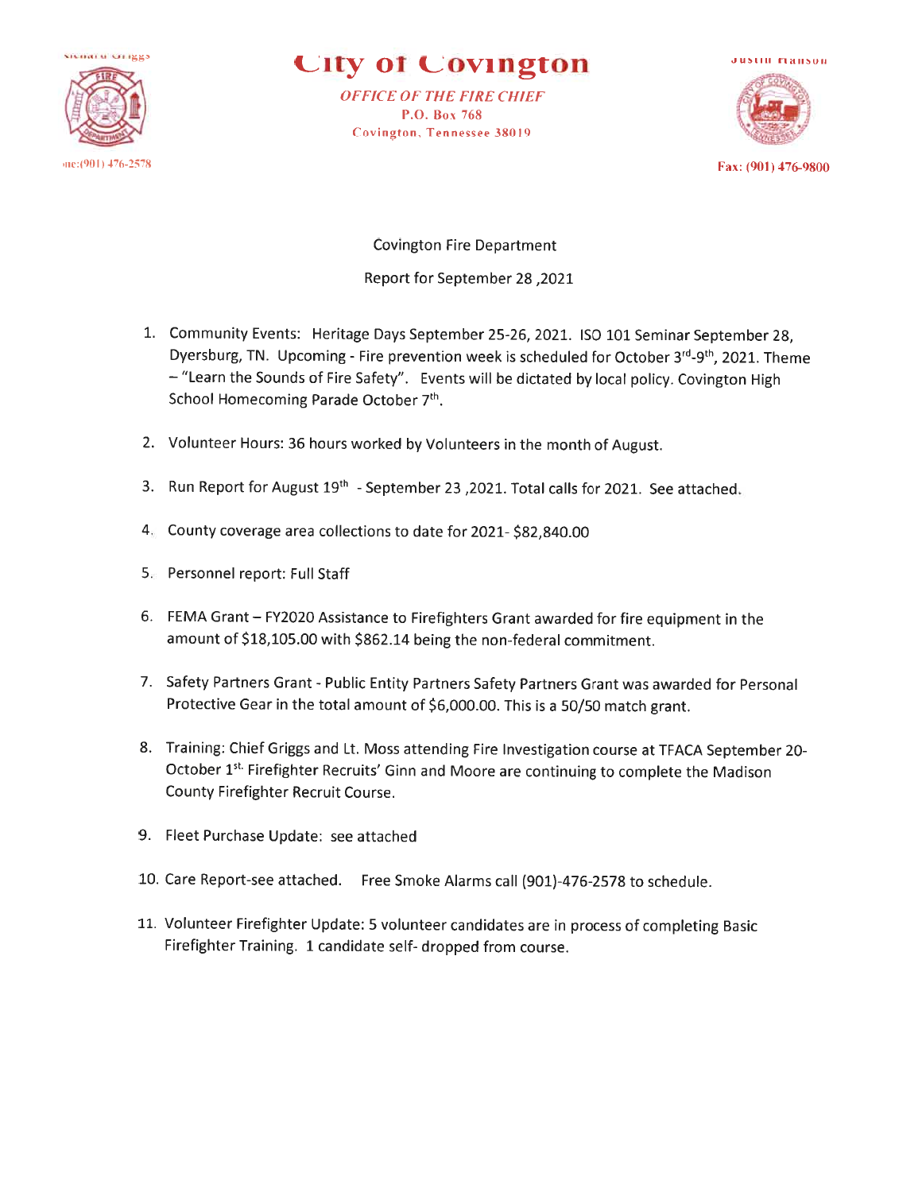Richard Griggs

# City of Covington

*OFFICE OF THE FIRE CHIEF*
P.O. Box 768
Covington, Tennessee 38019

Justin Hanson

Phone:(901) 476-2578

Fax: (901) 476-9800

Covington Fire Department

Report for September 28 ,2021

1. Community Events: Heritage Days September 25-26, 2021. ISO 101 Seminar September 28, Dyersburg, TN. Upcoming - Fire prevention week is scheduled for October 3rd-9th, 2021. Theme – "Learn the Sounds of Fire Safety". Events will be dictated by local policy. Covington High School Homecoming Parade October 7th.

2. Volunteer Hours: 36 hours worked by Volunteers in the month of August.

3. Run Report for August 19th - September 23 ,2021. Total calls for 2021. See attached.

4. County coverage area collections to date for 2021- $82,840.00

5. Personnel report: Full Staff

6. FEMA Grant – FY2020 Assistance to Firefighters Grant awarded for fire equipment in the amount of $18,105.00 with $862.14 being the non-federal commitment.

7. Safety Partners Grant - Public Entity Partners Safety Partners Grant was awarded for Personal Protective Gear in the total amount of $6,000.00. This is a 50/50 match grant.

8. Training: Chief Griggs and Lt. Moss attending Fire Investigation course at TFACA September 20-October 1st. Firefighter Recruits' Ginn and Moore are continuing to complete the Madison County Firefighter Recruit Course.

9. Fleet Purchase Update: see attached

10. Care Report-see attached. Free Smoke Alarms call (901)-476-2578 to schedule.

11. Volunteer Firefighter Update: 5 volunteer candidates are in process of completing Basic Firefighter Training. 1 candidate self- dropped from course.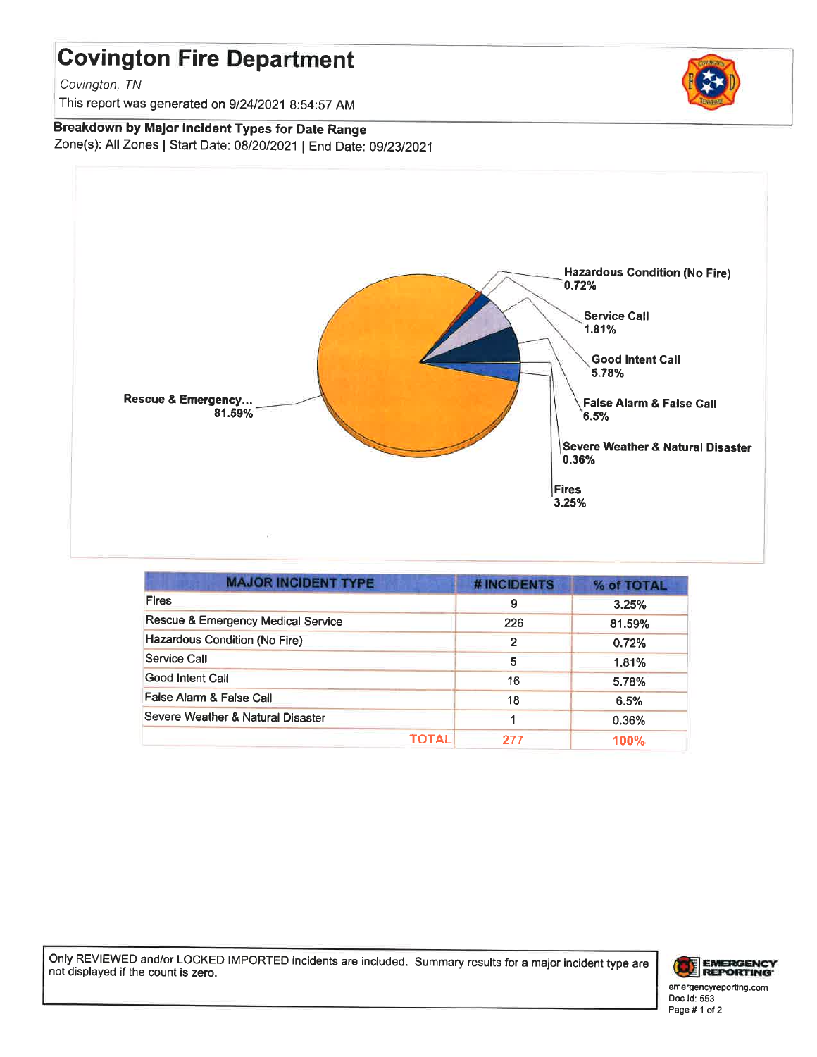# Covington Fire Department

*Covington, TN*

This report was generated on 9/24/2021 8:54:57 AM

**Breakdown by Major Incident Types for Date Range**

Zone(s): All Zones | Start Date: 08/20/2021 | End Date: 09/23/2021

Hazardous Condition (No Fire) 0.72%

Service Call 1.81%

Good Intent Call 5.78%

False Alarm & False Call 6.5%

Severe Weather & Natural Disaster 0.36%

Fires 3.25%

Rescue & Emergency... 81.59%

| MAJOR INCIDENT TYPE | # INCIDENTS | % of TOTAL |
|---|---|---|
| Fires | 9 | 3.25% |
| Rescue & Emergency Medical Service | 226 | 81.59% |
| Hazardous Condition (No Fire) | 2 | 0.72% |
| Service Call | 5 | 1.81% |
| Good Intent Call | 16 | 5.78% |
| False Alarm & False Call | 18 | 6.5% |
| Severe Weather & Natural Disaster | 1 | 0.36% |
| TOTAL | 277 | 100% |

Only REVIEWED and/or LOCKED IMPORTED incidents are included. Summary results for a major incident type are not displayed if the count is zero.

emergencyreporting.com
Doc Id: 553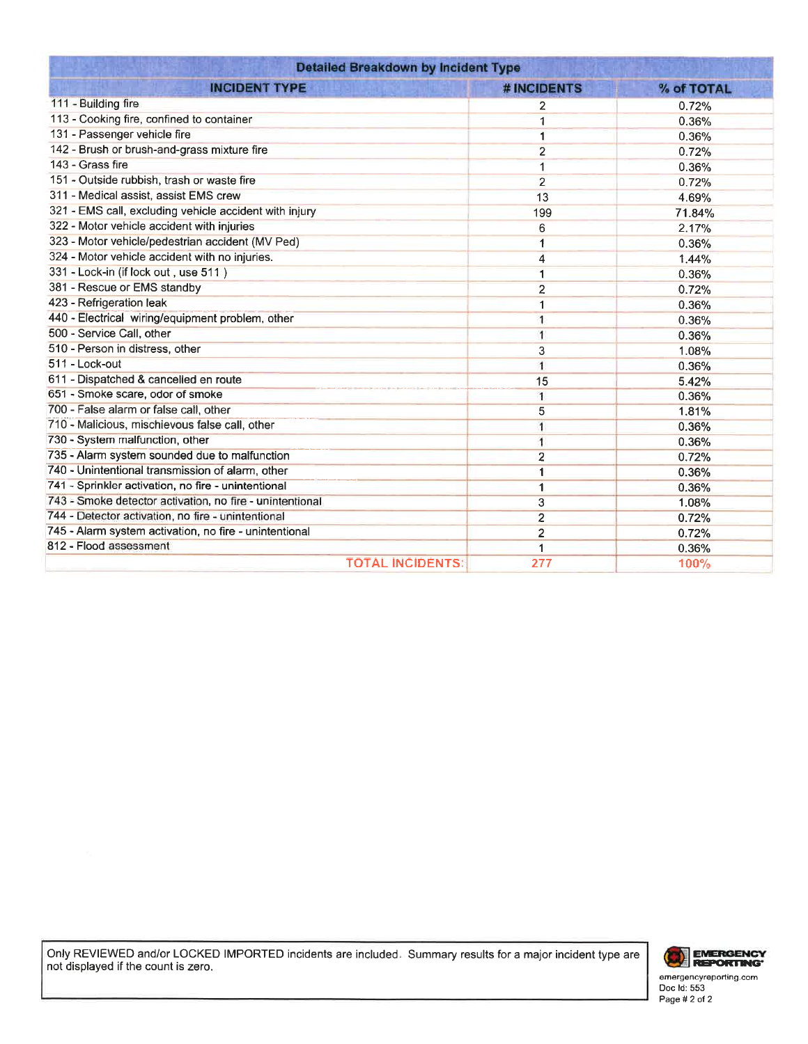| Detailed Breakdown by Incident Type | | |
|---|---|---|
| **INCIDENT TYPE** | **# INCIDENTS** | **% of TOTAL** |
| 111 - Building fire | 2 | 0.72% |
| 113 - Cooking fire, confined to container | 1 | 0.36% |
| 131 - Passenger vehicle fire | 1 | 0.36% |
| 142 - Brush or brush-and-grass mixture fire | 2 | 0.72% |
| 143 - Grass fire | 1 | 0.36% |
| 151 - Outside rubbish, trash or waste fire | 2 | 0.72% |
| 311 - Medical assist, assist EMS crew | 13 | 4.69% |
| 321 - EMS call, excluding vehicle accident with injury | 199 | 71.84% |
| 322 - Motor vehicle accident with injuries | 6 | 2.17% |
| 323 - Motor vehicle/pedestrian accident (MV Ped) | 1 | 0.36% |
| 324 - Motor vehicle accident with no injuries. | 4 | 1.44% |
| 331 - Lock-in (if lock out , use 511 ) | 1 | 0.36% |
| 381 - Rescue or EMS standby | 2 | 0.72% |
| 423 - Refrigeration leak | 1 | 0.36% |
| 440 - Electrical wiring/equipment problem, other | 1 | 0.36% |
| 500 - Service Call, other | 1 | 0.36% |
| 510 - Person in distress, other | 3 | 1.08% |
| 511 - Lock-out | 1 | 0.36% |
| 611 - Dispatched & cancelled en route | 15 | 5.42% |
| 651 - Smoke scare, odor of smoke | 1 | 0.36% |
| 700 - False alarm or false call, other | 5 | 1.81% |
| 710 - Malicious, mischievous false call, other | 1 | 0.36% |
| 730 - System malfunction, other | 1 | 0.36% |
| 735 - Alarm system sounded due to malfunction | 2 | 0.72% |
| 740 - Unintentional transmission of alarm, other | 1 | 0.36% |
| 741 - Sprinkler activation, no fire - unintentional | 1 | 0.36% |
| 743 - Smoke detector activation, no fire - unintentional | 3 | 1.08% |
| 744 - Detector activation, no fire - unintentional | 2 | 0.72% |
| 745 - Alarm system activation, no fire - unintentional | 2 | 0.72% |
| 812 - Flood assessment | 1 | 0.36% |
| TOTAL INCIDENTS: | 277 | 100% |

Only REVIEWED and/or LOCKED IMPORTED incidents are included. Summary results for a major incident type are not displayed if the count is zero.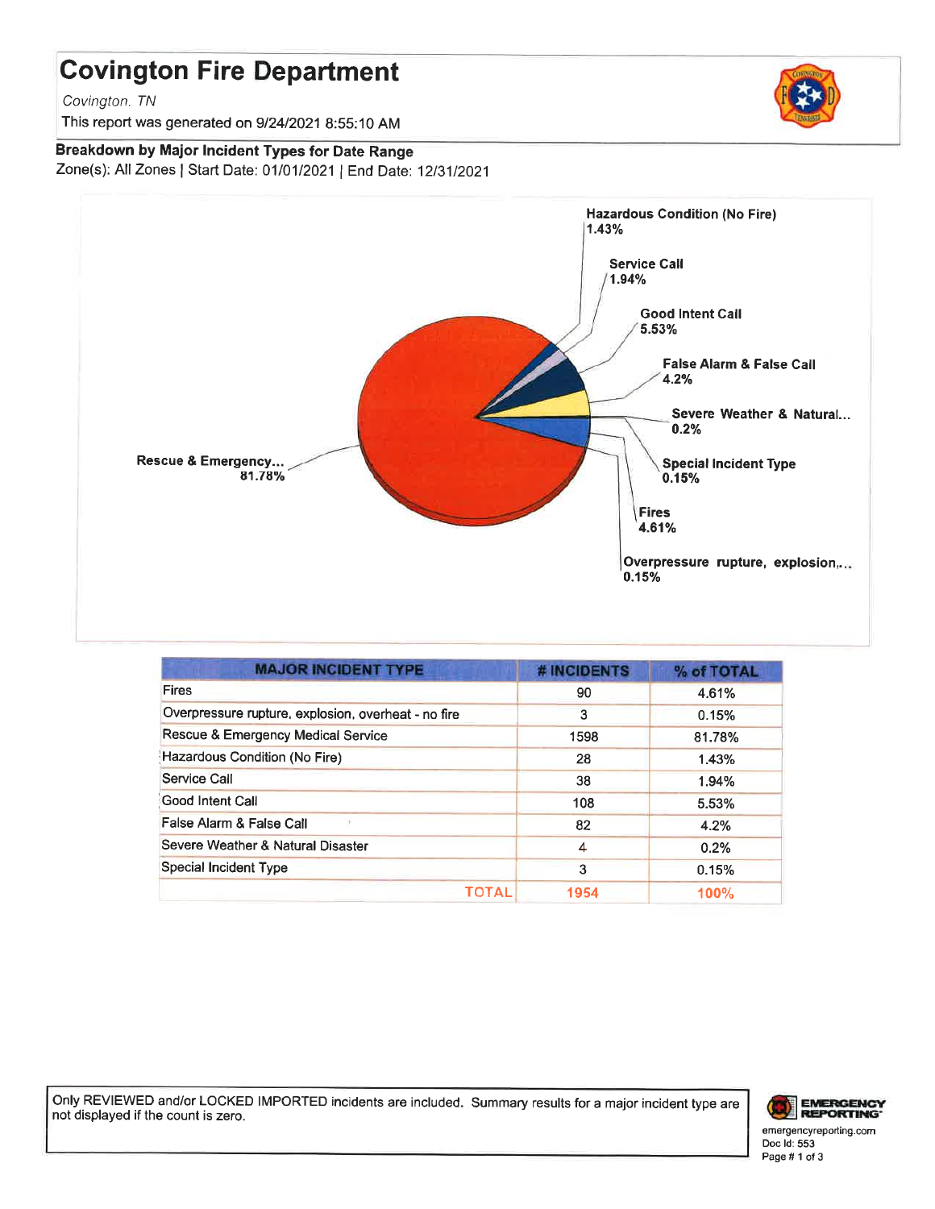# Covington Fire Department

*Covington, TN*

This report was generated on 9/24/2021 8:55:10 AM

**Breakdown by Major Incident Types for Date Range**

Zone(s): All Zones | Start Date: 01/01/2021 | End Date: 12/31/2021

Hazardous Condition (No Fire) 1.43%

Service Call 1.94%

Good Intent Call 5.53%

False Alarm & False Call 4.2%

Severe Weather & Natural... 0.2%

Special Incident Type 0.15%

Fires 4.61%

Overpressure rupture, explosion,... 0.15%

Rescue & Emergency... 81.78%

| MAJOR INCIDENT TYPE | # INCIDENTS | % of TOTAL |
|---|---|---|
| Fires | 90 | 4.61% |
| Overpressure rupture, explosion, overheat - no fire | 3 | 0.15% |
| Rescue & Emergency Medical Service | 1598 | 81.78% |
| Hazardous Condition (No Fire) | 28 | 1.43% |
| Service Call | 38 | 1.94% |
| Good Intent Call | 108 | 5.53% |
| False Alarm & False Call | 82 | 4.2% |
| Severe Weather & Natural Disaster | 4 | 0.2% |
| Special Incident Type | 3 | 0.15% |
| TOTAL | 1954 | 100% |

Only REVIEWED and/or LOCKED IMPORTED incidents are included. Summary results for a major incident type are not displayed if the count is zero.

EMERGENCY REPORTING
emergencyreporting.com
Doc Id: 553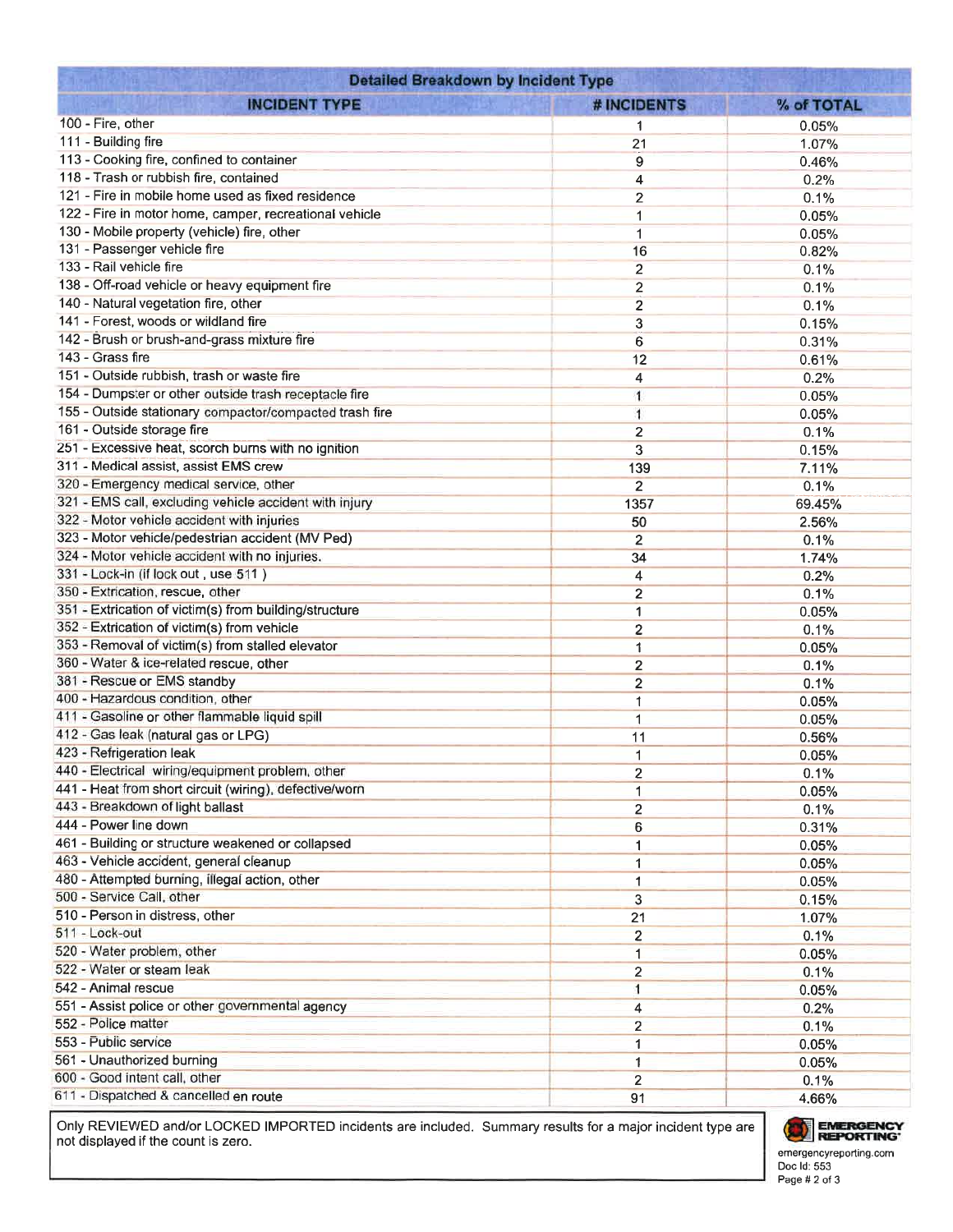## Detailed Breakdown by Incident Type

| INCIDENT TYPE | # INCIDENTS | % of TOTAL |
|---|---|---|
| 100 - Fire, other | 1 | 0.05% |
| 111 - Building fire | 21 | 1.07% |
| 113 - Cooking fire, confined to container | 9 | 0.46% |
| 118 - Trash or rubbish fire, contained | 4 | 0.2% |
| 121 - Fire in mobile home used as fixed residence | 2 | 0.1% |
| 122 - Fire in motor home, camper, recreational vehicle | 1 | 0.05% |
| 130 - Mobile property (vehicle) fire, other | 1 | 0.05% |
| 131 - Passenger vehicle fire | 16 | 0.82% |
| 133 - Rail vehicle fire | 2 | 0.1% |
| 138 - Off-road vehicle or heavy equipment fire | 2 | 0.1% |
| 140 - Natural vegetation fire, other | 2 | 0.1% |
| 141 - Forest, woods or wildland fire | 3 | 0.15% |
| 142 - Brush or brush-and-grass mixture fire | 6 | 0.31% |
| 143 - Grass fire | 12 | 0.61% |
| 151 - Outside rubbish, trash or waste fire | 4 | 0.2% |
| 154 - Dumpster or other outside trash receptacle fire | 1 | 0.05% |
| 155 - Outside stationary compactor/compacted trash fire | 1 | 0.05% |
| 161 - Outside storage fire | 2 | 0.1% |
| 251 - Excessive heat, scorch burns with no ignition | 3 | 0.15% |
| 311 - Medical assist, assist EMS crew | 139 | 7.11% |
| 320 - Emergency medical service, other | 2 | 0.1% |
| 321 - EMS call, excluding vehicle accident with injury | 1357 | 69.45% |
| 322 - Motor vehicle accident with injuries | 50 | 2.56% |
| 323 - Motor vehicle/pedestrian accident (MV Ped) | 2 | 0.1% |
| 324 - Motor vehicle accident with no injuries. | 34 | 1.74% |
| 331 - Lock-in (if lock out , use 511 ) | 4 | 0.2% |
| 350 - Extrication, rescue, other | 2 | 0.1% |
| 351 - Extrication of victim(s) from building/structure | 1 | 0.05% |
| 352 - Extrication of victim(s) from vehicle | 2 | 0.1% |
| 353 - Removal of victim(s) from stalled elevator | 1 | 0.05% |
| 360 - Water & ice-related rescue, other | 2 | 0.1% |
| 381 - Rescue or EMS standby | 2 | 0.1% |
| 400 - Hazardous condition, other | 1 | 0.05% |
| 411 - Gasoline or other flammable liquid spill | 1 | 0.05% |
| 412 - Gas leak (natural gas or LPG) | 11 | 0.56% |
| 423 - Refrigeration leak | 1 | 0.05% |
| 440 - Electrical wiring/equipment problem, other | 2 | 0.1% |
| 441 - Heat from short circuit (wiring), defective/worn | 1 | 0.05% |
| 443 - Breakdown of light ballast | 2 | 0.1% |
| 444 - Power line down | 6 | 0.31% |
| 461 - Building or structure weakened or collapsed | 1 | 0.05% |
| 463 - Vehicle accident, general cleanup | 1 | 0.05% |
| 480 - Attempted burning, illegal action, other | 1 | 0.05% |
| 500 - Service Call, other | 3 | 0.15% |
| 510 - Person in distress, other | 21 | 1.07% |
| 511 - Lock-out | 2 | 0.1% |
| 520 - Water problem, other | 1 | 0.05% |
| 522 - Water or steam leak | 2 | 0.1% |
| 542 - Animal rescue | 1 | 0.05% |
| 551 - Assist police or other governmental agency | 4 | 0.2% |
| 552 - Police matter | 2 | 0.1% |
| 553 - Public service | 1 | 0.05% |
| 561 - Unauthorized burning | 1 | 0.05% |
| 600 - Good intent call, other | 2 | 0.1% |
| 611 - Dispatched & cancelled en route | 91 | 4.66% |

Only REVIEWED and/or LOCKED IMPORTED incidents are included. Summary results for a major incident type are not displayed if the count is zero.

EMERGENCY REPORTING
emergencyreporting.com
Doc Id: 553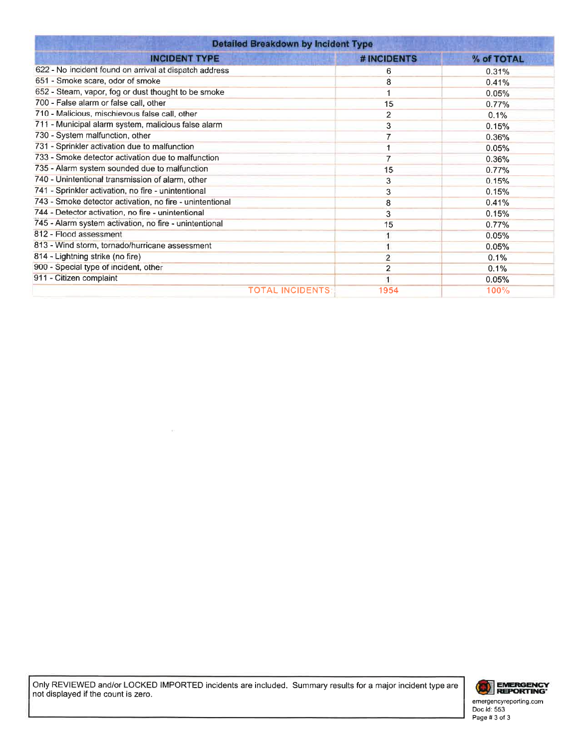| Detailed Breakdown by Incident Type | | |
|---|---|---|
| **INCIDENT TYPE** | **# INCIDENTS** | **% of TOTAL** |
| 622 - No incident found on arrival at dispatch address | 6 | 0.31% |
| 651 - Smoke scare, odor of smoke | 8 | 0.41% |
| 652 - Steam, vapor, fog or dust thought to be smoke | 1 | 0.05% |
| 700 - False alarm or false call, other | 15 | 0.77% |
| 710 - Malicious, mischievous false call, other | 2 | 0.1% |
| 711 - Municipal alarm system, malicious false alarm | 3 | 0.15% |
| 730 - System malfunction, other | 7 | 0.36% |
| 731 - Sprinkler activation due to malfunction | 1 | 0.05% |
| 733 - Smoke detector activation due to malfunction | 7 | 0.36% |
| 735 - Alarm system sounded due to malfunction | 15 | 0.77% |
| 740 - Unintentional transmission of alarm, other | 3 | 0.15% |
| 741 - Sprinkler activation, no fire - unintentional | 3 | 0.15% |
| 743 - Smoke detector activation, no fire - unintentional | 8 | 0.41% |
| 744 - Detector activation, no fire - unintentional | 3 | 0.15% |
| 745 - Alarm system activation, no fire - unintentional | 15 | 0.77% |
| 812 - Flood assessment | 1 | 0.05% |
| 813 - Wind storm, tornado/hurricane assessment | 1 | 0.05% |
| 814 - Lightning strike (no fire) | 2 | 0.1% |
| 900 - Special type of incident, other | 2 | 0.1% |
| 911 - Citizen complaint | 1 | 0.05% |
| TOTAL INCIDENTS: | 1954 | 100% |

Only REVIEWED and/or LOCKED IMPORTED incidents are included. Summary results for a major incident type are not displayed if the count is zero.

EMERGENCY REPORTING
emergencyreporting.com
Doc Id: 553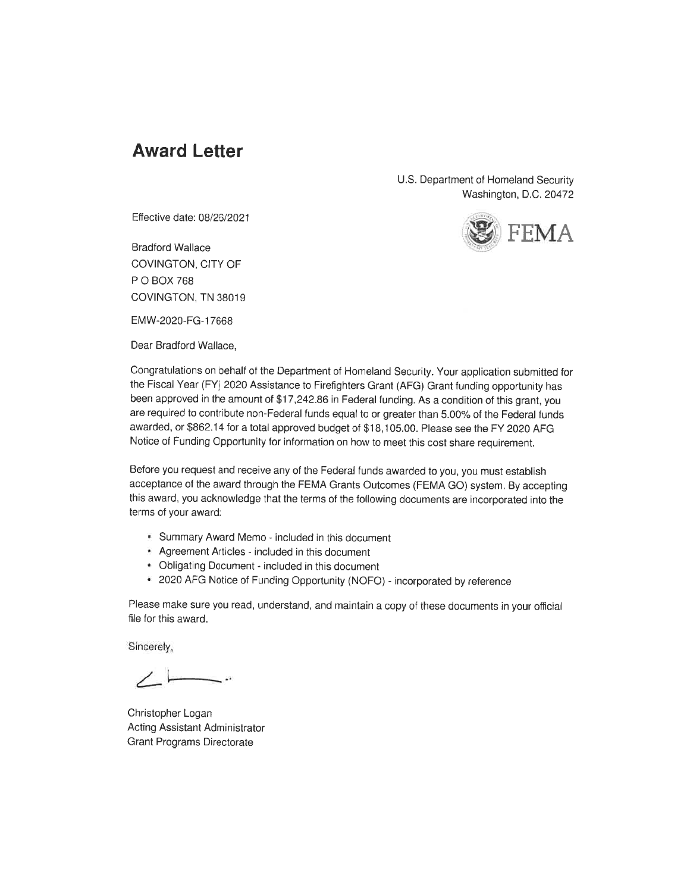# Award Letter

U.S. Department of Homeland Security
Washington, D.C. 20472

FEMA

Effective date: 08/26/2021

Bradford Wallace
COVINGTON, CITY OF
P O BOX 768
COVINGTON, TN 38019

EMW-2020-FG-17668

Dear Bradford Wallace,

Congratulations on behalf of the Department of Homeland Security. Your application submitted for the Fiscal Year (FY) 2020 Assistance to Firefighters Grant (AFG) Grant funding opportunity has been approved in the amount of $17,242.86 in Federal funding. As a condition of this grant, you are required to contribute non-Federal funds equal to or greater than 5.00% of the Federal funds awarded, or $862.14 for a total approved budget of $18,105.00. Please see the FY 2020 AFG Notice of Funding Opportunity for information on how to meet this cost share requirement.

Before you request and receive any of the Federal funds awarded to you, you must establish acceptance of the award through the FEMA Grants Outcomes (FEMA GO) system. By accepting this award, you acknowledge that the terms of the following documents are incorporated into the terms of your award:

- Summary Award Memo - included in this document
- Agreement Articles - included in this document
- Obligating Document - included in this document
- 2020 AFG Notice of Funding Opportunity (NOFO) - incorporated by reference

Please make sure you read, understand, and maintain a copy of these documents in your official file for this award.

Sincerely,

Christopher Logan
Acting Assistant Administrator
Grant Programs Directorate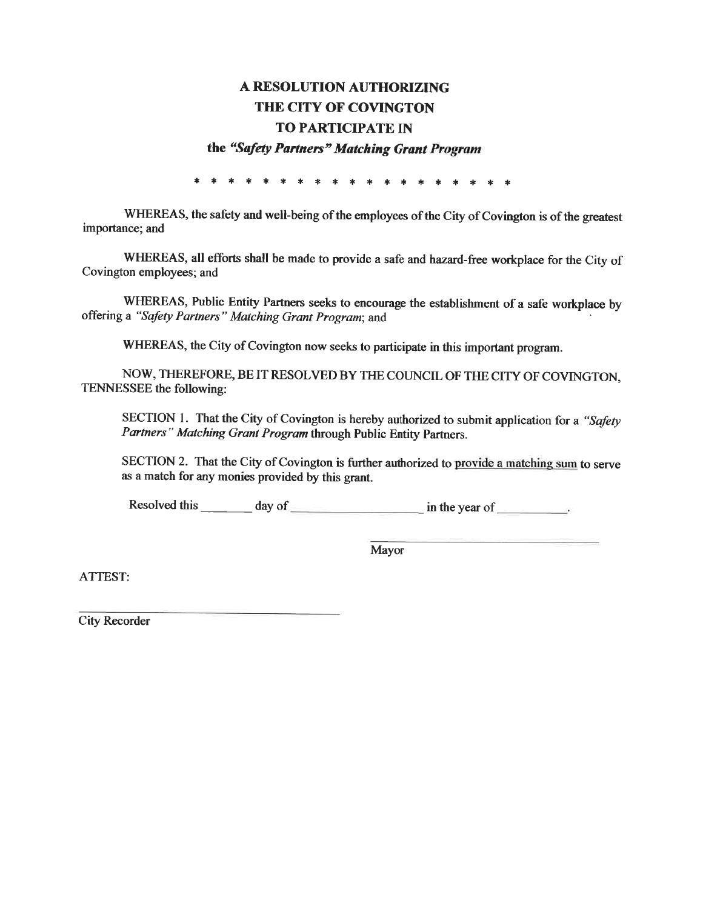# A RESOLUTION AUTHORIZING THE CITY OF COVINGTON TO PARTICIPATE IN

## the *"Safety Partners" Matching Grant Program*

\* \* \* \* \* \* \* \* \* \* \* \* \* \* \* \* \* \* \* \* \*

WHEREAS, the safety and well-being of the employees of the City of Covington is of the greatest importance; and

WHEREAS, all efforts shall be made to provide a safe and hazard-free workplace for the City of Covington employees; and

WHEREAS, Public Entity Partners seeks to encourage the establishment of a safe workplace by offering a *"Safety Partners" Matching Grant Program*; and

WHEREAS, the City of Covington now seeks to participate in this important program.

NOW, THEREFORE, BE IT RESOLVED BY THE COUNCIL OF THE CITY OF COVINGTON, TENNESSEE the following:

SECTION 1. That the City of Covington is hereby authorized to submit application for a *"Safety Partners" Matching Grant Program* through Public Entity Partners.

SECTION 2. That the City of Covington is further authorized to provide a matching sum to serve as a match for any monies provided by this grant.

Resolved this ________ day of ____________________ in the year of __________.

______________________________
Mayor

ATTEST:

______________________________
City Recorder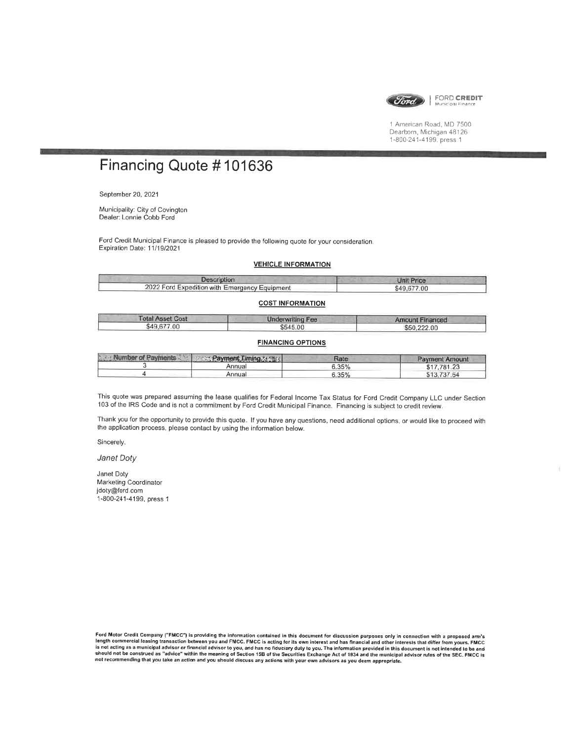FORD CREDIT
Municipal Finance

1 American Road, MD 7500
Dearborn, Michigan 48126
1-800-241-4199, press 1

# Financing Quote # 101636

September 20, 2021

Municipality: City of Covington
Dealer: Lonnie Cobb Ford

Ford Credit Municipal Finance is pleased to provide the following quote for your consideration.
Expiration Date: 11/19/2021

**VEHICLE INFORMATION**

| Description | Unit Price |
|---|---|
| 2022 Ford Expedition with Emergency Equipment | $49,677.00 |

**COST INFORMATION**

| Total Asset Cost | Underwriting Fee | Amount Financed |
|---|---|---|
| $49,677.00 | $545.00 | $50,222.00 |

**FINANCING OPTIONS**

| Number of Payments | Payment Timing | Rate | Payment Amount |
|---|---|---|---|
| 3 | Annual | 6.35% | $17,781.23 |
| 4 | Annual | 6.35% | $13,737.64 |

This quote was prepared assuming the lease qualifies for Federal Income Tax Status for Ford Credit Company LLC under Section 103 of the IRS Code and is not a commitment by Ford Credit Municipal Finance. Financing is subject to credit review.

Thank you for the opportunity to provide this quote. If you have any questions, need additional options, or would like to proceed with the application process, please contact by using the information below.

Sincerely,

*Janet Doty*

Janet Doty
Marketing Coordinator
jdoty@ford.com
1-800-241-4199, press 1

**Ford Motor Credit Company ("FMCC") is providing the information contained in this document for discussion purposes only in connection with a proposed arm's length commercial leasing transaction between you and FMCC. FMCC is acting for its own interest and has financial and other interests that differ from yours. FMCC is not acting as a municipal advisor or financial advisor to you, and has no fiduciary duty to you. The information provided in this document is not intended to be and should not be construed as "advice" within the meaning of Section 15B of the Securities Exchange Act of 1934 and the municipal advisor rules of the SEC. FMCC is not recommending that you take an action and you should discuss any actions with your own advisors as you deem appropriate.**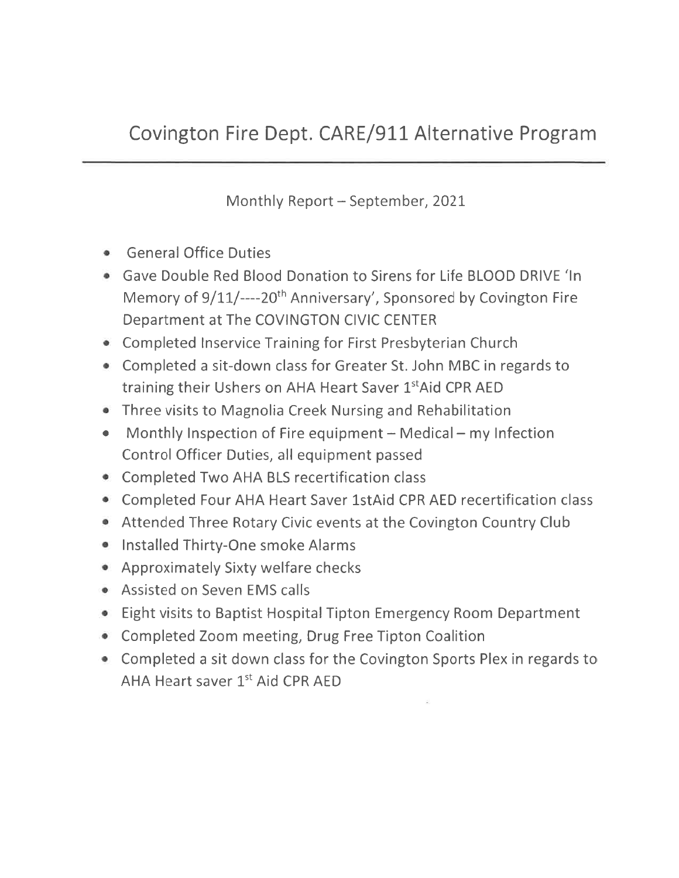# Covington Fire Dept. CARE/911 Alternative Program

Monthly Report – September, 2021

- General Office Duties
- Gave Double Red Blood Donation to Sirens for Life BLOOD DRIVE 'In Memory of 9/11/----20th Anniversary', Sponsored by Covington Fire Department at The COVINGTON CIVIC CENTER
- Completed Inservice Training for First Presbyterian Church
- Completed a sit-down class for Greater St. John MBC in regards to training their Ushers on AHA Heart Saver 1stAid CPR AED
- Three visits to Magnolia Creek Nursing and Rehabilitation
- Monthly Inspection of Fire equipment – Medical – my Infection Control Officer Duties, all equipment passed
- Completed Two AHA BLS recertification class
- Completed Four AHA Heart Saver 1stAid CPR AED recertification class
- Attended Three Rotary Civic events at the Covington Country Club
- Installed Thirty-One smoke Alarms
- Approximately Sixty welfare checks
- Assisted on Seven EMS calls
- Eight visits to Baptist Hospital Tipton Emergency Room Department
- Completed Zoom meeting, Drug Free Tipton Coalition
- Completed a sit down class for the Covington Sports Plex in regards to AHA Heart saver 1st Aid CPR AED